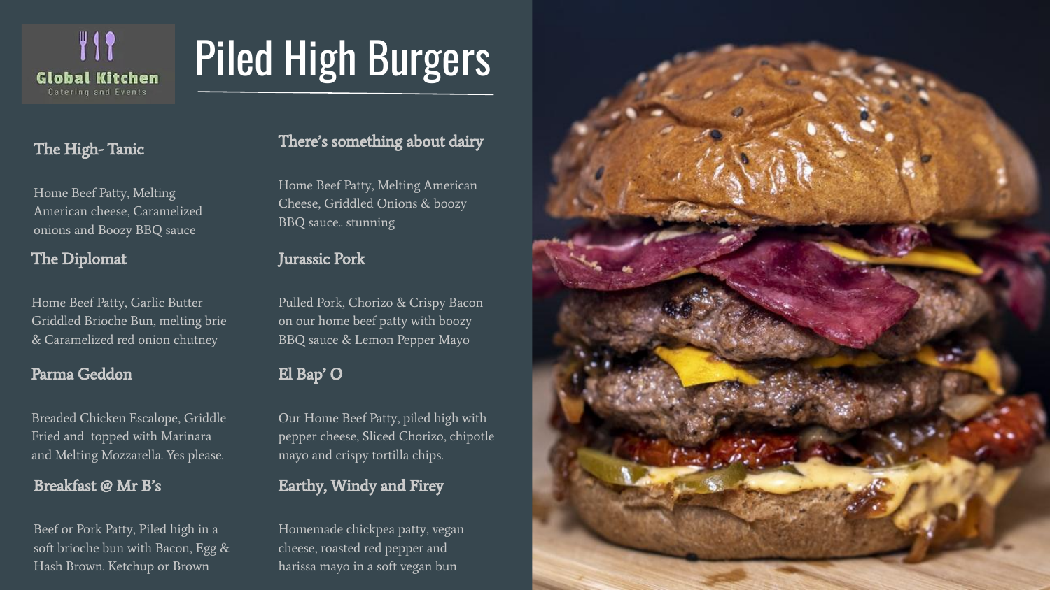Global Kitchen
Catering and Events

# Piled High Burgers

## The High- Tanic

Home Beef Patty, Melting American cheese, Caramelized onions and Boozy BBQ sauce

## The Diplomat

Home Beef Patty, Garlic Butter Griddled Brioche Bun, melting brie & Caramelized red onion chutney

## Parma Geddon

Breaded Chicken Escalope, Griddle Fried and topped with Marinara and Melting Mozzarella. Yes please.

## Breakfast @ Mr B's

Beef or Pork Patty, Piled high in a soft brioche bun with Bacon, Egg & Hash Brown. Ketchup or Brown

## There's something about dairy

Home Beef Patty, Melting American Cheese, Griddled Onions & boozy BBQ sauce.. stunning

## Jurassic Pork

Pulled Pork, Chorizo & Crispy Bacon on our home beef patty with boozy BBQ sauce & Lemon Pepper Mayo

## El Bap' O

Our Home Beef Patty, piled high with pepper cheese, Sliced Chorizo, chipotle mayo and crispy tortilla chips.

## Earthy, Windy and Firey

Homemade chickpea patty, vegan cheese, roasted red pepper and harissa mayo in a soft vegan bun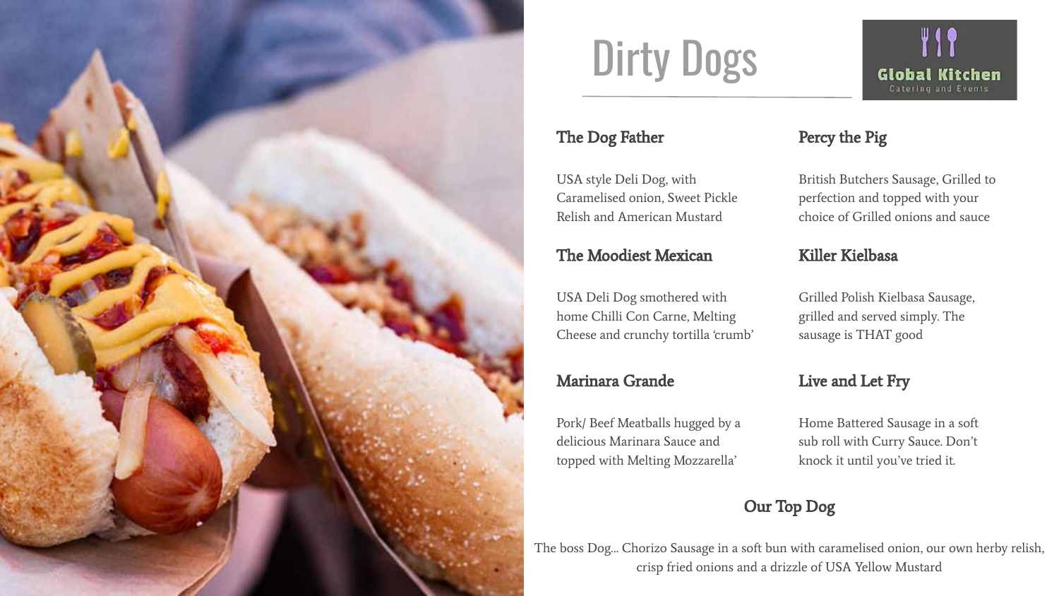# Dirty Dogs

Global Kitchen
Catering and Events

### The Dog Father

USA style Deli Dog, with Caramelised onion, Sweet Pickle Relish and American Mustard

### The Moodiest Mexican

USA Deli Dog smothered with home Chilli Con Carne, Melting Cheese and crunchy tortilla 'crumb'

### Marinara Grande

Pork/ Beef Meatballs hugged by a delicious Marinara Sauce and topped with Melting Mozzarella'

### Percy the Pig

British Butchers Sausage, Grilled to perfection and topped with your choice of Grilled onions and sauce

### Killer Kielbasa

Grilled Polish Kielbasa Sausage, grilled and served simply. The sausage is THAT good

### Live and Let Fry

Home Battered Sausage in a soft sub roll with Curry Sauce. Don't knock it until you've tried it.

### Our Top Dog

The boss Dog... Chorizo Sausage in a soft bun with caramelised onion, our own herby relish, crisp fried onions and a drizzle of USA Yellow Mustard